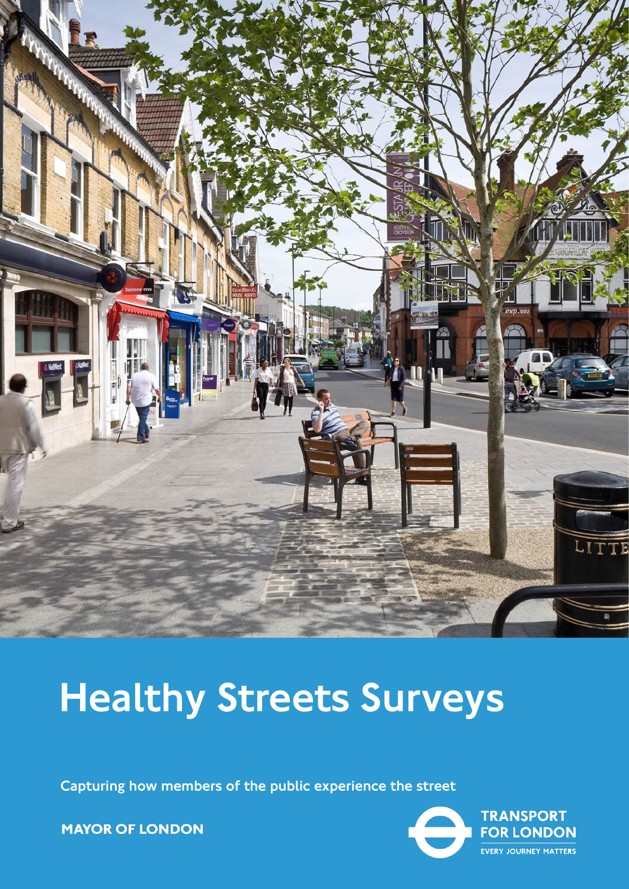# Healthy Streets Surveys

**Capturing how members of the public experience the street**

**MAYOR OF LONDON**

**TRANSPORT FOR LONDON**

**EVERY JOURNEY MATTERS**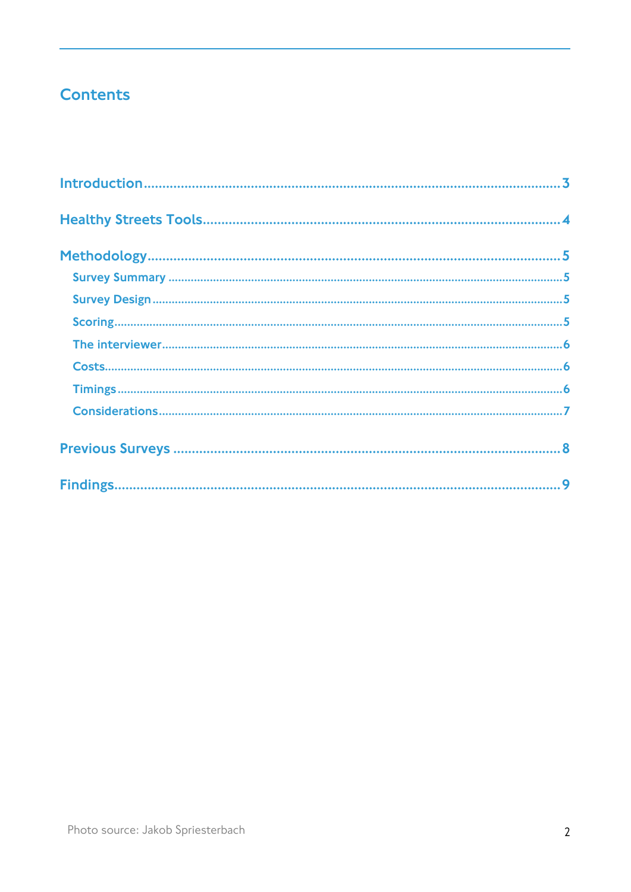# Contents

Introduction.....3

Healthy Streets Tools.....4

Methodology.....5

- Survey Summary.....5
- Survey Design.....5
- Scoring.....5
- The interviewer.....6
- Costs.....6
- Timings.....6
- Considerations.....7

Previous Surveys.....8

Findings.....9

Photo source: Jakob Spriesterbach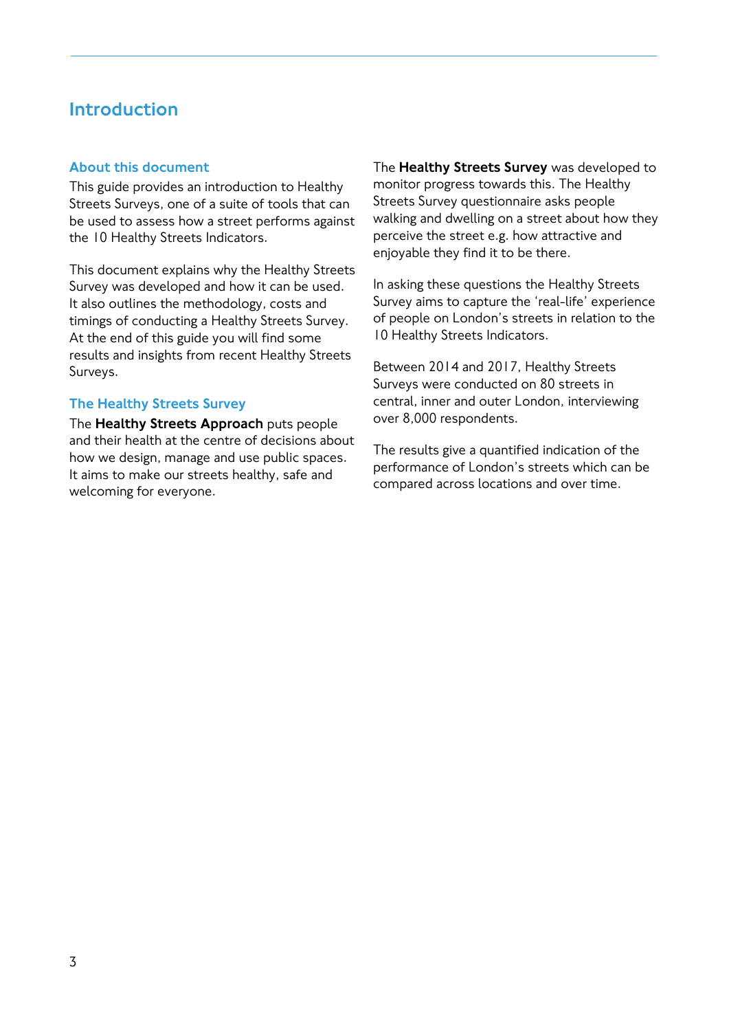# Introduction

## About this document

This guide provides an introduction to Healthy Streets Surveys, one of a suite of tools that can be used to assess how a street performs against the 10 Healthy Streets Indicators.

This document explains why the Healthy Streets Survey was developed and how it can be used. It also outlines the methodology, costs and timings of conducting a Healthy Streets Survey. At the end of this guide you will find some results and insights from recent Healthy Streets Surveys.

## The Healthy Streets Survey

The **Healthy Streets Approach** puts people and their health at the centre of decisions about how we design, manage and use public spaces. It aims to make our streets healthy, safe and welcoming for everyone.

The **Healthy Streets Survey** was developed to monitor progress towards this. The Healthy Streets Survey questionnaire asks people walking and dwelling on a street about how they perceive the street e.g. how attractive and enjoyable they find it to be there.

In asking these questions the Healthy Streets Survey aims to capture the 'real-life' experience of people on London's streets in relation to the 10 Healthy Streets Indicators.

Between 2014 and 2017, Healthy Streets Surveys were conducted on 80 streets in central, inner and outer London, interviewing over 8,000 respondents.

The results give a quantified indication of the performance of London's streets which can be compared across locations and over time.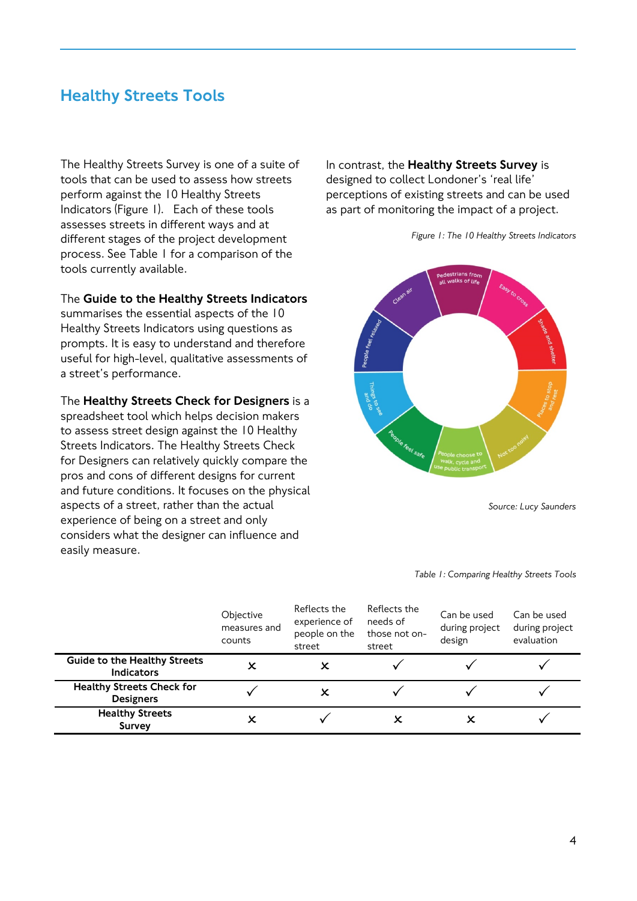# Healthy Streets Tools

The Healthy Streets Survey is one of a suite of tools that can be used to assess how streets perform against the 10 Healthy Streets Indicators (Figure 1). Each of these tools assesses streets in different ways and at different stages of the project development process. See Table 1 for a comparison of the tools currently available.

The **Guide to the Healthy Streets Indicators** summarises the essential aspects of the 10 Healthy Streets Indicators using questions as prompts. It is easy to understand and therefore useful for high-level, qualitative assessments of a street's performance.

The **Healthy Streets Check for Designers** is a spreadsheet tool which helps decision makers to assess street design against the 10 Healthy Streets Indicators. The Healthy Streets Check for Designers can relatively quickly compare the pros and cons of different designs for current and future conditions. It focuses on the physical aspects of a street, rather than the actual experience of being on a street and only considers what the designer can influence and easily measure.

In contrast, the **Healthy Streets Survey** is designed to collect Londoner's 'real life' perceptions of existing streets and can be used as part of monitoring the impact of a project.

*Figure 1: The 10 Healthy Streets Indicators*

Pedestrians from all walks of life; Easy to cross; Shade and shelter; Places to stop and rest; Not too noisy; People choose to walk, cycle and use public transport; People feel safe; Things to see and do; People feel relaxed; Clean air

*Source: Lucy Saunders*

*Table 1: Comparing Healthy Streets Tools*

| | Objective measures and counts | Reflects the experience of people on the street | Reflects the needs of those not on-street | Can be used during project design | Can be used during project evaluation |
|---|---|---|---|---|---|
| **Guide to the Healthy Streets Indicators** | ✗ | ✗ | ✓ | ✓ | ✓ |
| **Healthy Streets Check for Designers** | ✓ | ✗ | ✓ | ✓ | ✓ |
| **Healthy Streets Survey** | ✗ | ✓ | ✗ | ✗ | ✓ |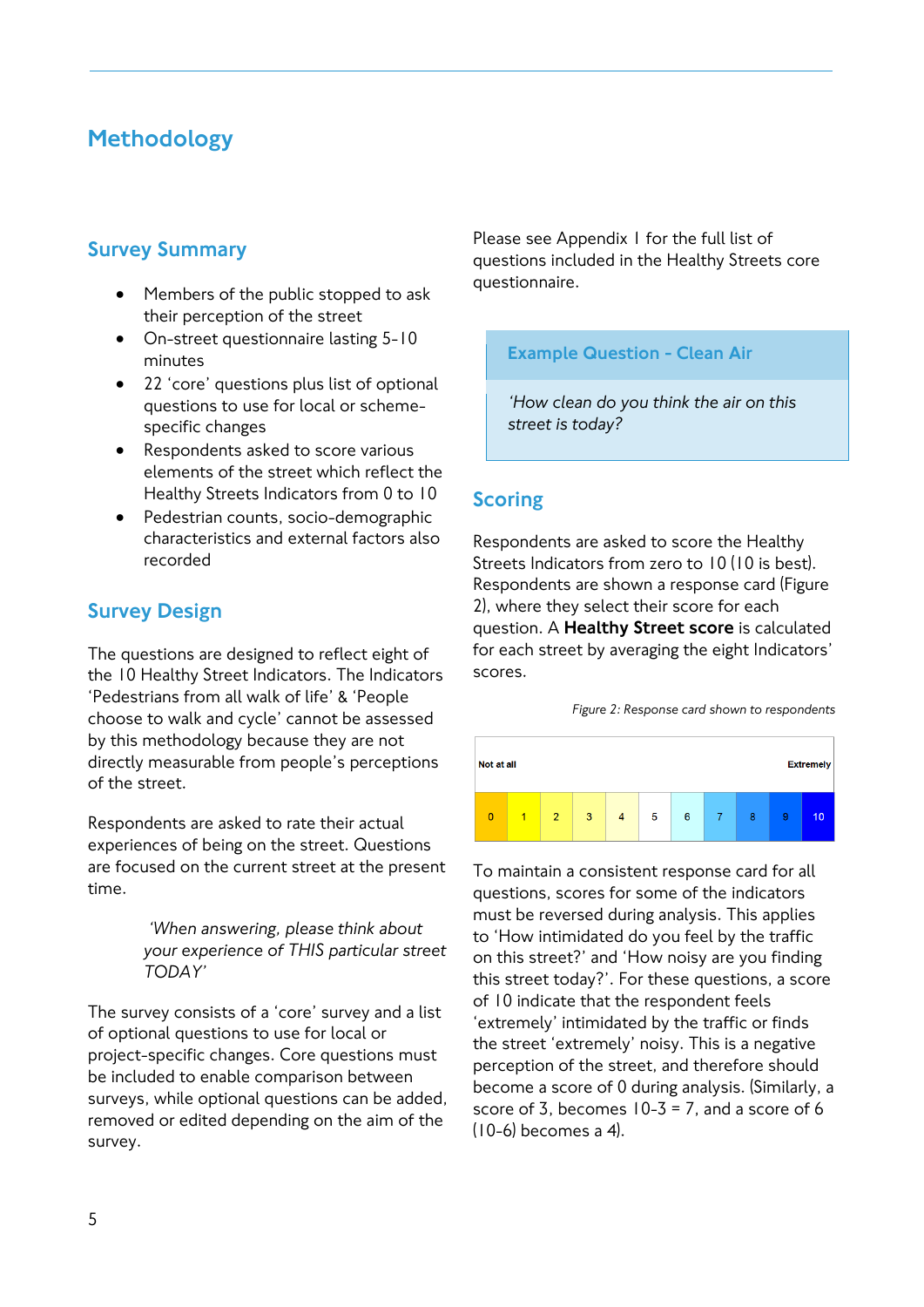# Methodology

## Survey Summary

- Members of the public stopped to ask their perception of the street
- On-street questionnaire lasting 5-10 minutes
- 22 'core' questions plus list of optional questions to use for local or scheme-specific changes
- Respondents asked to score various elements of the street which reflect the Healthy Streets Indicators from 0 to 10
- Pedestrian counts, socio-demographic characteristics and external factors also recorded

## Survey Design

The questions are designed to reflect eight of the 10 Healthy Street Indicators. The Indicators 'Pedestrians from all walk of life' & 'People choose to walk and cycle' cannot be assessed by this methodology because they are not directly measurable from people's perceptions of the street.

Respondents are asked to rate their actual experiences of being on the street. Questions are focused on the current street at the present time.

> *'When answering, please think about your experience of THIS particular street TODAY'*

The survey consists of a 'core' survey and a list of optional questions to use for local or project-specific changes. Core questions must be included to enable comparison between surveys, while optional questions can be added, removed or edited depending on the aim of the survey.

Please see Appendix I for the full list of questions included in the Healthy Streets core questionnaire.

> **Example Question - Clean Air**
>
> *'How clean do you think the air on this street is today?*

## Scoring

Respondents are asked to score the Healthy Streets Indicators from zero to 10 (10 is best). Respondents are shown a response card (Figure 2), where they select their score for each question. A **Healthy Street score** is calculated for each street by averaging the eight Indicators' scores.

*Figure 2: Response card shown to respondents*

| Not at all | | | | | | | | | | Extremely |
|---|---|---|---|---|---|---|---|---|---|---|
| 0 | 1 | 2 | 3 | 4 | 5 | 6 | 7 | 8 | 9 | 10 |

To maintain a consistent response card for all questions, scores for some of the indicators must be reversed during analysis. This applies to 'How intimidated do you feel by the traffic on this street?' and 'How noisy are you finding this street today?'. For these questions, a score of 10 indicate that the respondent feels 'extremely' intimidated by the traffic or finds the street 'extremely' noisy. This is a negative perception of the street, and therefore should become a score of 0 during analysis. (Similarly, a score of 3, becomes 10-3 = 7, and a score of 6 (10-6) becomes a 4).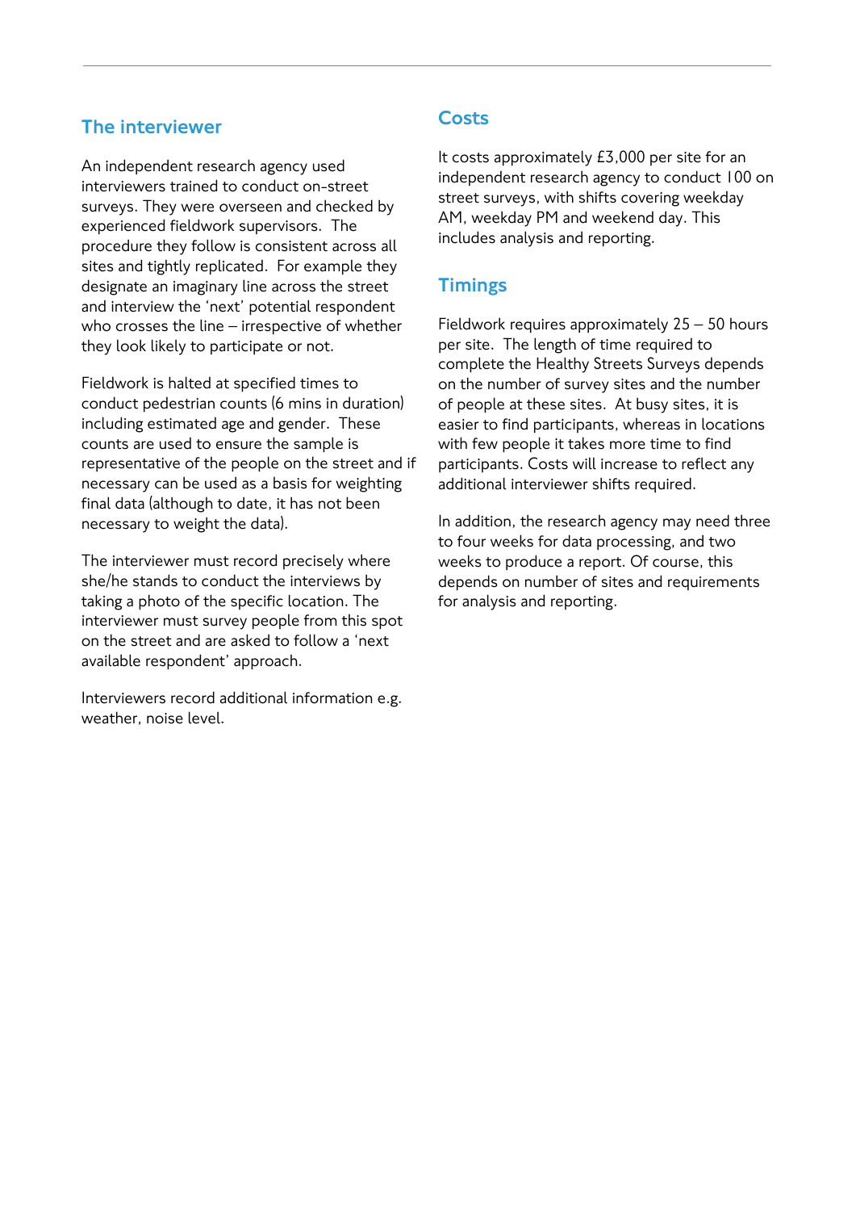## The interviewer

An independent research agency used interviewers trained to conduct on-street surveys. They were overseen and checked by experienced fieldwork supervisors. The procedure they follow is consistent across all sites and tightly replicated. For example they designate an imaginary line across the street and interview the 'next' potential respondent who crosses the line – irrespective of whether they look likely to participate or not.

Fieldwork is halted at specified times to conduct pedestrian counts (6 mins in duration) including estimated age and gender. These counts are used to ensure the sample is representative of the people on the street and if necessary can be used as a basis for weighting final data (although to date, it has not been necessary to weight the data).

The interviewer must record precisely where she/he stands to conduct the interviews by taking a photo of the specific location. The interviewer must survey people from this spot on the street and are asked to follow a 'next available respondent' approach.

Interviewers record additional information e.g. weather, noise level.

## Costs

It costs approximately £3,000 per site for an independent research agency to conduct 100 on street surveys, with shifts covering weekday AM, weekday PM and weekend day. This includes analysis and reporting.

## Timings

Fieldwork requires approximately 25 – 50 hours per site. The length of time required to complete the Healthy Streets Surveys depends on the number of survey sites and the number of people at these sites. At busy sites, it is easier to find participants, whereas in locations with few people it takes more time to find participants. Costs will increase to reflect any additional interviewer shifts required.

In addition, the research agency may need three to four weeks for data processing, and two weeks to produce a report. Of course, this depends on number of sites and requirements for analysis and reporting.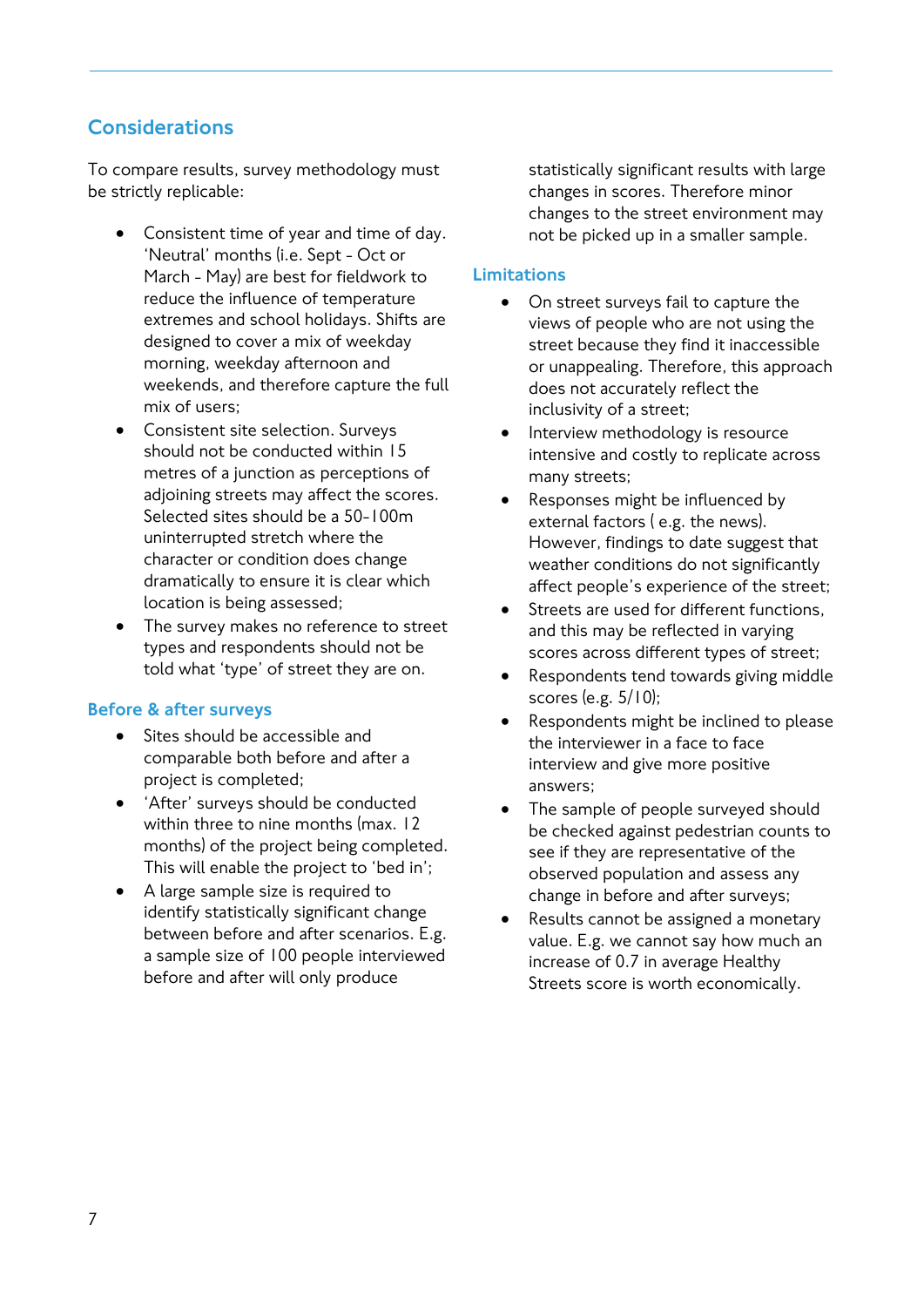## Considerations

To compare results, survey methodology must be strictly replicable:

- Consistent time of year and time of day. 'Neutral' months (i.e. Sept - Oct or March - May) are best for fieldwork to reduce the influence of temperature extremes and school holidays. Shifts are designed to cover a mix of weekday morning, weekday afternoon and weekends, and therefore capture the full mix of users;
- Consistent site selection. Surveys should not be conducted within 15 metres of a junction as perceptions of adjoining streets may affect the scores. Selected sites should be a 50-100m uninterrupted stretch where the character or condition does change dramatically to ensure it is clear which location is being assessed;
- The survey makes no reference to street types and respondents should not be told what 'type' of street they are on.

### Before & after surveys

- Sites should be accessible and comparable both before and after a project is completed;
- 'After' surveys should be conducted within three to nine months (max. 12 months) of the project being completed. This will enable the project to 'bed in';
- A large sample size is required to identify statistically significant change between before and after scenarios. E.g. a sample size of 100 people interviewed before and after will only produce statistically significant results with large changes in scores. Therefore minor changes to the street environment may not be picked up in a smaller sample.

### Limitations

- On street surveys fail to capture the views of people who are not using the street because they find it inaccessible or unappealing. Therefore, this approach does not accurately reflect the inclusivity of a street;
- Interview methodology is resource intensive and costly to replicate across many streets;
- Responses might be influenced by external factors ( e.g. the news). However, findings to date suggest that weather conditions do not significantly affect people's experience of the street;
- Streets are used for different functions, and this may be reflected in varying scores across different types of street;
- Respondents tend towards giving middle scores (e.g. 5/10);
- Respondents might be inclined to please the interviewer in a face to face interview and give more positive answers;
- The sample of people surveyed should be checked against pedestrian counts to see if they are representative of the observed population and assess any change in before and after surveys;
- Results cannot be assigned a monetary value. E.g. we cannot say how much an increase of 0.7 in average Healthy Streets score is worth economically.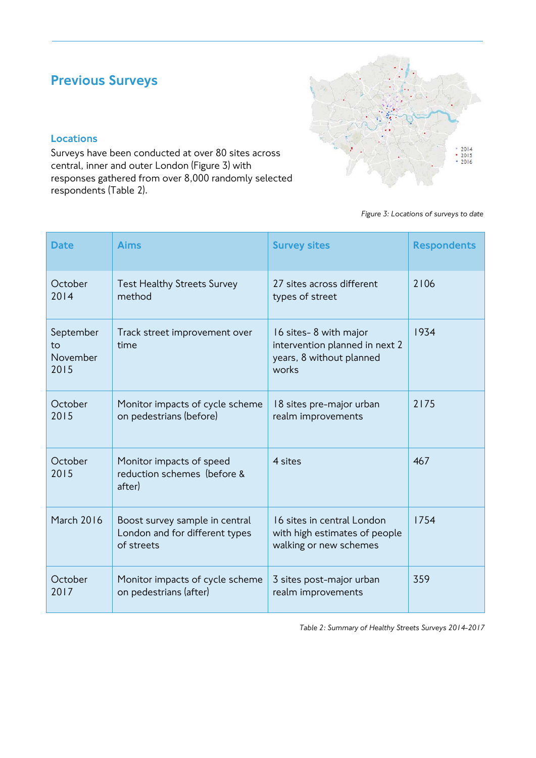## Previous Surveys

### Locations

Surveys have been conducted at over 80 sites across central, inner and outer London (Figure 3) with responses gathered from over 8,000 randomly selected respondents (Table 2).

*Figure 3: Locations of surveys to date*

| Date | Aims | Survey sites | Respondents |
|---|---|---|---|
| October 2014 | Test Healthy Streets Survey method | 27 sites across different types of street | 2106 |
| September to November 2015 | Track street improvement over time | 16 sites- 8 with major intervention planned in next 2 years, 8 without planned works | 1934 |
| October 2015 | Monitor impacts of cycle scheme on pedestrians (before) | 18 sites pre-major urban realm improvements | 2175 |
| October 2015 | Monitor impacts of speed reduction schemes (before & after) | 4 sites | 467 |
| March 2016 | Boost survey sample in central London and for different types of streets | 16 sites in central London with high estimates of people walking or new schemes | 1754 |
| October 2017 | Monitor impacts of cycle scheme on pedestrians (after) | 3 sites post-major urban realm improvements | 359 |

*Table 2: Summary of Healthy Streets Surveys 2014-2017*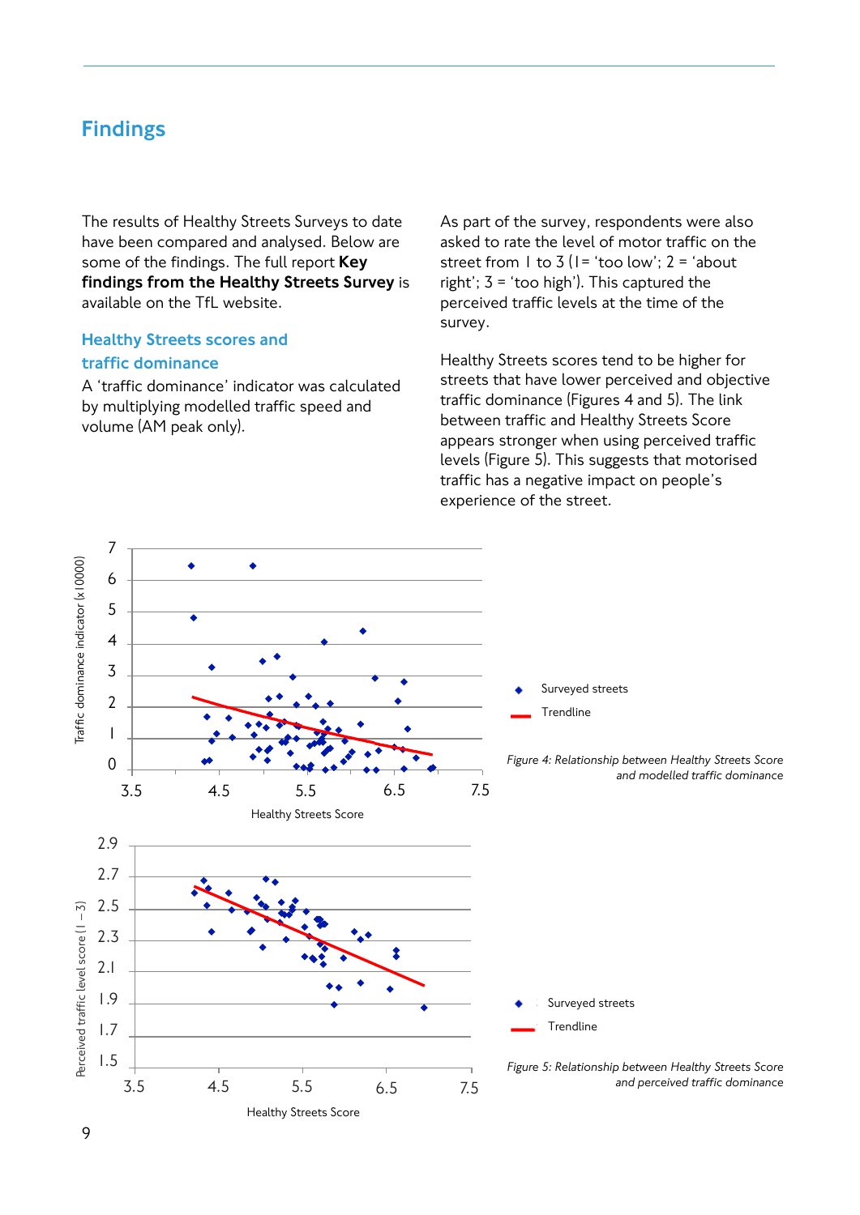# Findings

The results of Healthy Streets Surveys to date have been compared and analysed. Below are some of the findings. The full report **Key findings from the Healthy Streets Survey** is available on the TfL website.

## Healthy Streets scores and traffic dominance

A 'traffic dominance' indicator was calculated by multiplying modelled traffic speed and volume (AM peak only).

As part of the survey, respondents were also asked to rate the level of motor traffic on the street from 1 to 3 (1= 'too low'; 2 = 'about right'; 3 = 'too high'). This captured the perceived traffic levels at the time of the survey.

Healthy Streets scores tend to be higher for streets that have lower perceived and objective traffic dominance (Figures 4 and 5). The link between traffic and Healthy Streets Score appears stronger when using perceived traffic levels (Figure 5). This suggests that motorised traffic has a negative impact on people's experience of the street.

*Figure 4: Relationship between Healthy Streets Score and modelled traffic dominance*

*Figure 5: Relationship between Healthy Streets Score and perceived traffic dominance*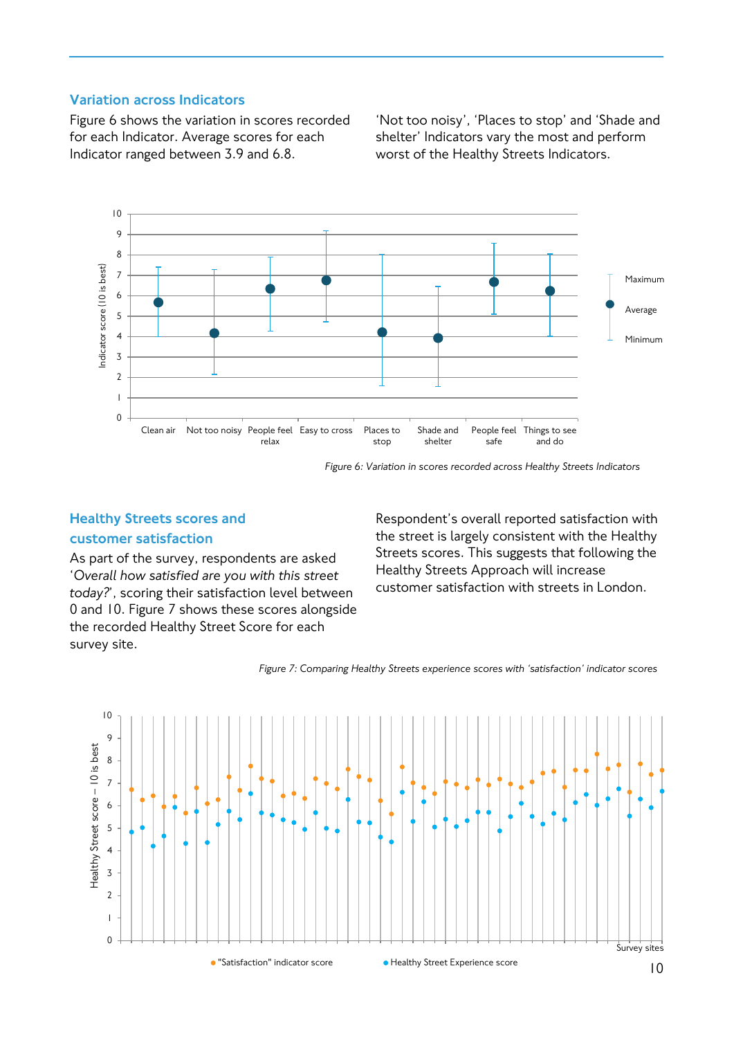## Variation across Indicators

Figure 6 shows the variation in scores recorded for each Indicator. Average scores for each Indicator ranged between 3.9 and 6.8.

'Not too noisy', 'Places to stop' and 'Shade and shelter' Indicators vary the most and perform worst of the Healthy Streets Indicators.

*Figure 6: Variation in scores recorded across Healthy Streets Indicators*

## Healthy Streets scores and customer satisfaction

As part of the survey, respondents are asked '*Overall how satisfied are you with this street today?*', scoring their satisfaction level between 0 and 10. Figure 7 shows these scores alongside the recorded Healthy Street Score for each survey site.

Respondent's overall reported satisfaction with the street is largely consistent with the Healthy Streets scores. This suggests that following the Healthy Streets Approach will increase customer satisfaction with streets in London.

*Figure 7: Comparing Healthy Streets experience scores with 'satisfaction' indicator scores*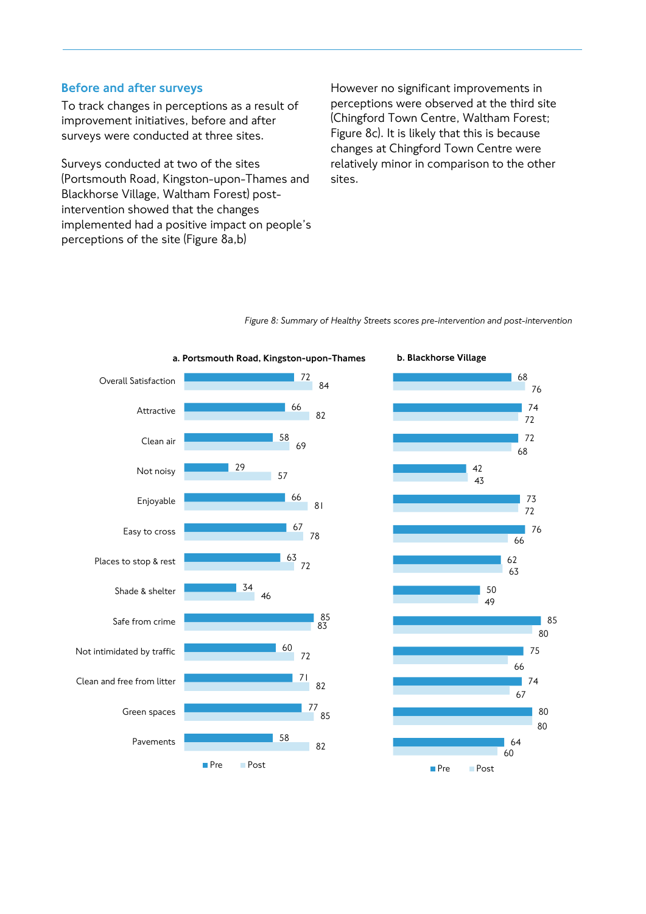## Before and after surveys

To track changes in perceptions as a result of improvement initiatives, before and after surveys were conducted at three sites.

Surveys conducted at two of the sites (Portsmouth Road, Kingston-upon-Thames and Blackhorse Village, Waltham Forest) post-intervention showed that the changes implemented had a positive impact on people's perceptions of the site (Figure 8a,b)

However no significant improvements in perceptions were observed at the third site (Chingford Town Centre, Waltham Forest; Figure 8c). It is likely that this is because changes at Chingford Town Centre were relatively minor in comparison to the other sites.

*Figure 8: Summary of Healthy Streets scores pre-intervention and post-intervention*

| | a. Portsmouth Road, Kingston-upon-Thames | | b. Blackhorse Village | |
|---|---|---|---|---|
| | Pre | Post | Pre | Post |
| Overall Satisfaction | 72 | 84 | 68 | 76 |
| Attractive | 66 | 82 | 74 | 72 |
| Clean air | 58 | 69 | 72 | 68 |
| Not noisy | 29 | 57 | 42 | 43 |
| Enjoyable | 66 | 81 | 73 | 72 |
| Easy to cross | 67 | 78 | 76 | 66 |
| Places to stop & rest | 63 | 72 | 62 | 63 |
| Shade & shelter | 34 | 46 | 50 | 49 |
| Safe from crime | 85 | 83 | 85 | 80 |
| Not intimidated by traffic | 60 | 72 | 75 | 66 |
| Clean and free from litter | 71 | 82 | 74 | 67 |
| Green spaces | 77 | 85 | 80 | 80 |
| Pavements | 58 | 82 | 64 | 60 |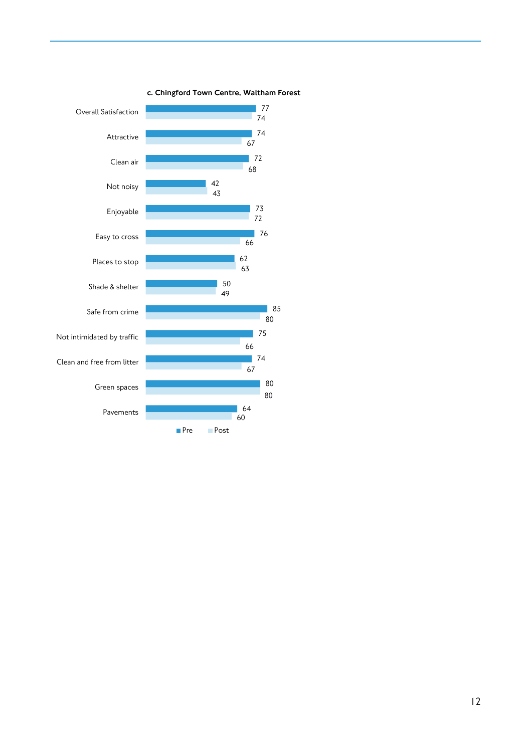**c. Chingford Town Centre, Waltham Forest**

| | Pre | Post |
|---|---|---|
| Overall Satisfaction | 77 | 74 |
| Attractive | 74 | 67 |
| Clean air | 72 | 68 |
| Not noisy | 42 | 43 |
| Enjoyable | 73 | 72 |
| Easy to cross | 76 | 66 |
| Places to stop | 62 | 63 |
| Shade & shelter | 50 | 49 |
| Safe from crime | 85 | 80 |
| Not intimidated by traffic | 75 | 66 |
| Clean and free from litter | 74 | 67 |
| Green spaces | 80 | 80 |
| Pavements | 64 | 60 |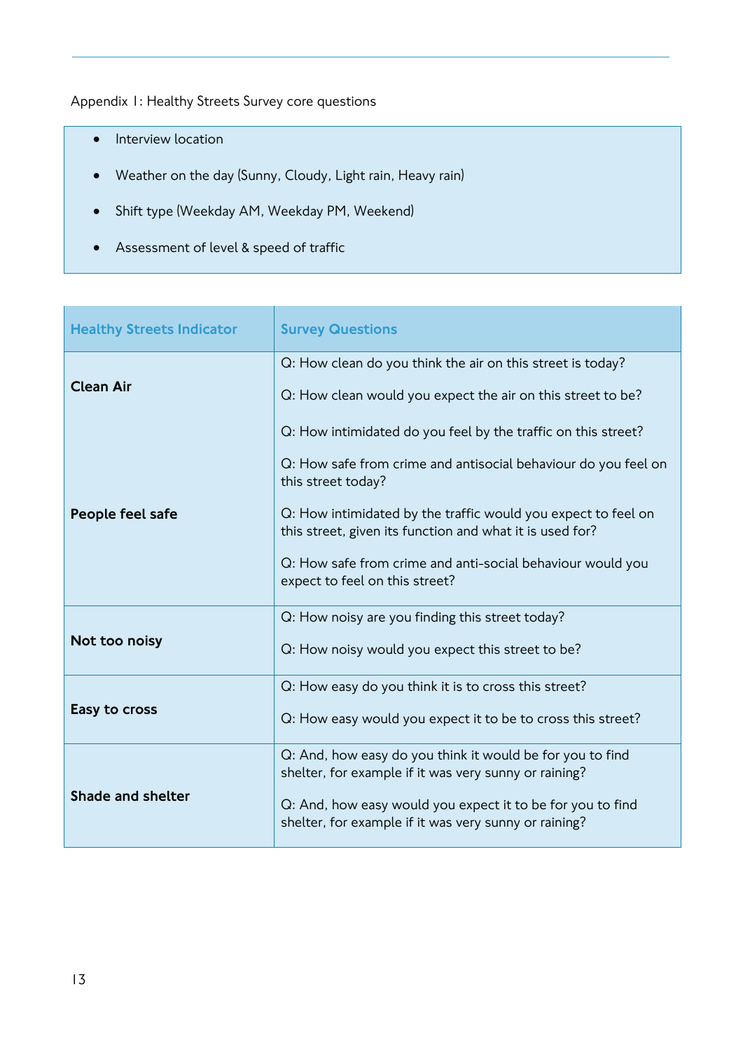Appendix 1: Healthy Streets Survey core questions

- Interview location
- Weather on the day (Sunny, Cloudy, Light rain, Heavy rain)
- Shift type (Weekday AM, Weekday PM, Weekend)
- Assessment of level & speed of traffic

| Healthy Streets Indicator | Survey Questions |
|---|---|
| **Clean Air** | Q: How clean do you think the air on this street is today?<br>Q: How clean would you expect the air on this street to be? |
| **People feel safe** | Q: How intimidated do you feel by the traffic on this street?<br>Q: How safe from crime and antisocial behaviour do you feel on this street today?<br>Q: How intimidated by the traffic would you expect to feel on this street, given its function and what it is used for?<br>Q: How safe from crime and anti-social behaviour would you expect to feel on this street? |
| **Not too noisy** | Q: How noisy are you finding this street today?<br>Q: How noisy would you expect this street to be? |
| **Easy to cross** | Q: How easy do you think it is to cross this street?<br>Q: How easy would you expect it to be to cross this street? |
| **Shade and shelter** | Q: And, how easy do you think it would be for you to find shelter, for example if it was very sunny or raining?<br>Q: And, how easy would you expect it to be for you to find shelter, for example if it was very sunny or raining? |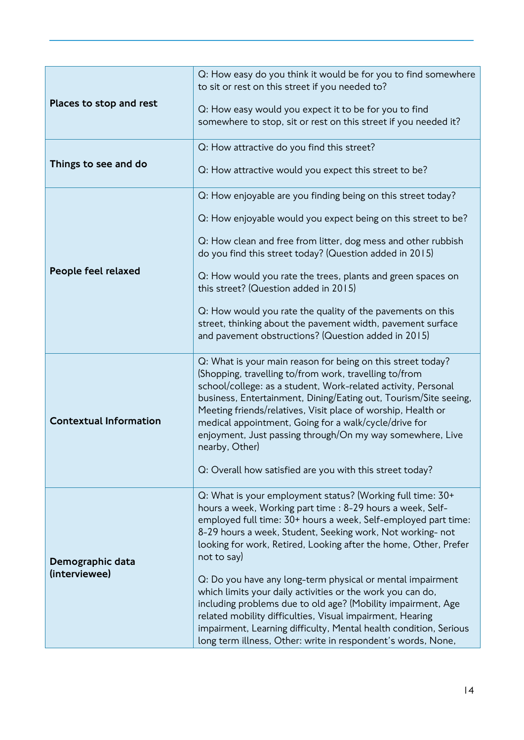| | |
|---|---|
| **Places to stop and rest** | Q: How easy do you think it would be for you to find somewhere to sit or rest on this street if you needed to?<br><br>Q: How easy would you expect it to be for you to find somewhere to stop, sit or rest on this street if you needed it? |
| **Things to see and do** | Q: How attractive do you find this street?<br><br>Q: How attractive would you expect this street to be? |
| **People feel relaxed** | Q: How enjoyable are you finding being on this street today?<br><br>Q: How enjoyable would you expect being on this street to be?<br><br>Q: How clean and free from litter, dog mess and other rubbish do you find this street today? (Question added in 2015)<br><br>Q: How would you rate the trees, plants and green spaces on this street? (Question added in 2015)<br><br>Q: How would you rate the quality of the pavements on this street, thinking about the pavement width, pavement surface and pavement obstructions? (Question added in 2015) |
| **Contextual Information** | Q: What is your main reason for being on this street today? (Shopping, travelling to/from work, travelling to/from school/college: as a student, Work-related activity, Personal business, Entertainment, Dining/Eating out, Tourism/Site seeing, Meeting friends/relatives, Visit place of worship, Health or medical appointment, Going for a walk/cycle/drive for enjoyment, Just passing through/On my way somewhere, Live nearby, Other)<br><br>Q: Overall how satisfied are you with this street today? |
| **Demographic data (interviewee)** | Q: What is your employment status? (Working full time: 30+ hours a week, Working part time : 8-29 hours a week, Self-employed full time: 30+ hours a week, Self-employed part time: 8-29 hours a week, Student, Seeking work, Not working- not looking for work, Retired, Looking after the home, Other, Prefer not to say)<br><br>Q: Do you have any long-term physical or mental impairment which limits your daily activities or the work you can do, including problems due to old age? (Mobility impairment, Age related mobility difficulties, Visual impairment, Hearing impairment, Learning difficulty, Mental health condition, Serious long term illness, Other: write in respondent's words, None, |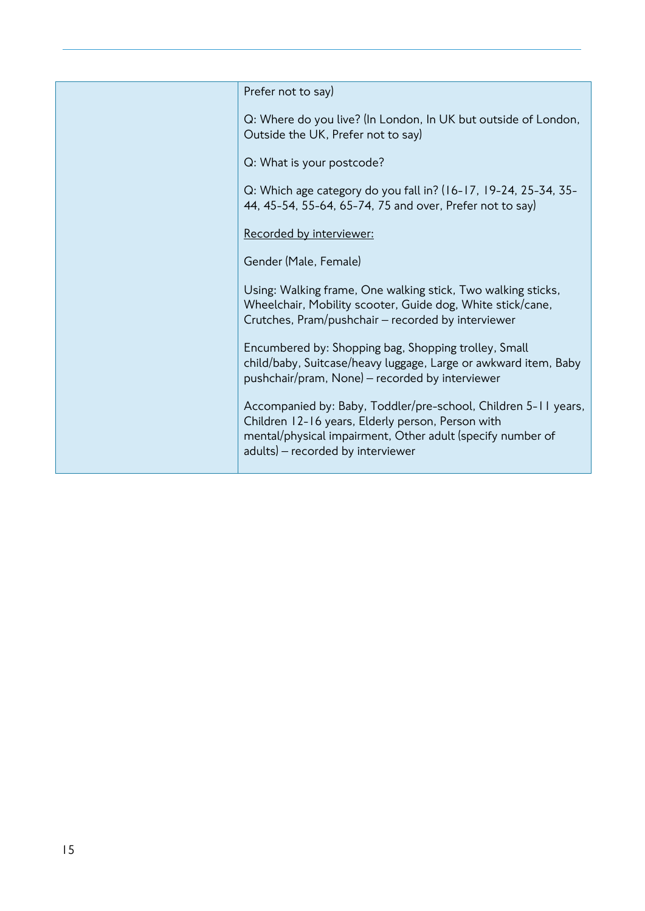| | |
|---|---|
| | Prefer not to say)<br><br>Q: Where do you live? (In London, In UK but outside of London, Outside the UK, Prefer not to say)<br><br>Q: What is your postcode?<br><br>Q: Which age category do you fall in? (16-17, 19-24, 25-34, 35-44, 45-54, 55-64, 65-74, 75 and over, Prefer not to say)<br><br><u>Recorded by interviewer:</u><br><br>Gender (Male, Female)<br><br>Using: Walking frame, One walking stick, Two walking sticks, Wheelchair, Mobility scooter, Guide dog, White stick/cane, Crutches, Pram/pushchair – recorded by interviewer<br><br>Encumbered by: Shopping bag, Shopping trolley, Small child/baby, Suitcase/heavy luggage, Large or awkward item, Baby pushchair/pram, None) – recorded by interviewer<br><br>Accompanied by: Baby, Toddler/pre-school, Children 5-11 years, Children 12-16 years, Elderly person, Person with mental/physical impairment, Other adult (specify number of adults) – recorded by interviewer |